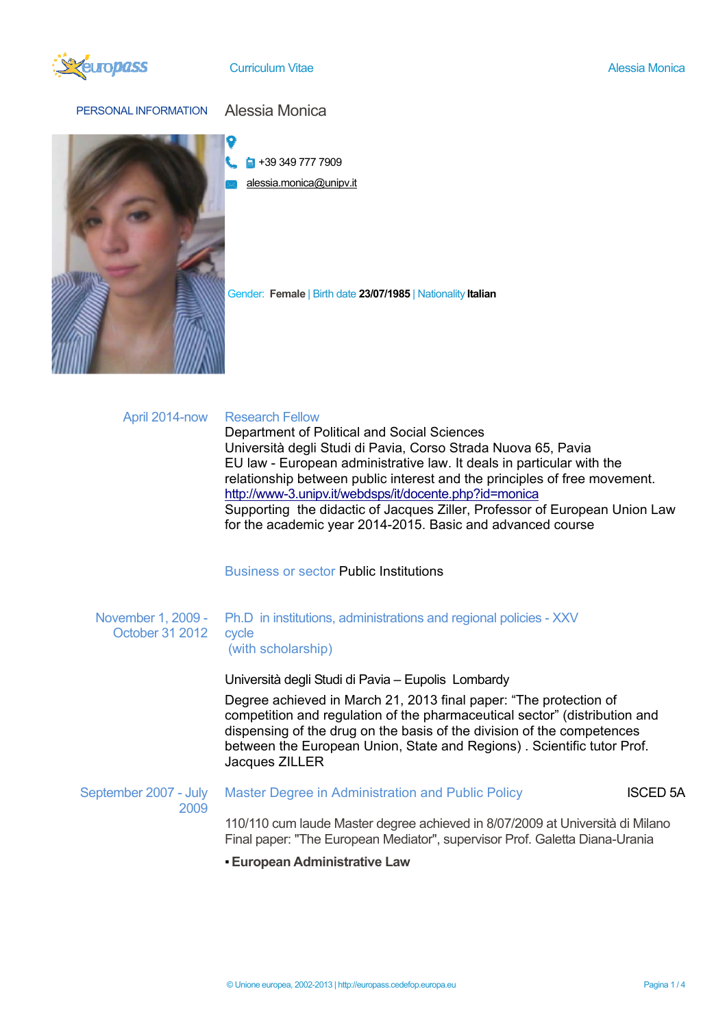PERSONAL INFORMATION **Alessia Monica**

+39 349 777 7909

alessia.monica@unipv.it

Gender: **Female** | Birth date **23/07/1985** | Nationality **Italian**

**April 2014-now** Research Fellow

Department of Political and Social Sciences
Università degli Studi di Pavia, Corso Strada Nuova 65, Pavia
EU law - European administrative law. It deals in particular with the relationship between public interest and the principles of free movement.
http://www-3.unipv.it/webdsps/it/docente.php?id=monica
Supporting the didactic of Jacques Ziller, Professor of European Union Law for the academic year 2014-2015. Basic and advanced course

Business or sector Public Institutions

**November 1, 2009 - October 31 2012** Ph.D in institutions, administrations and regional policies - XXV cycle
(with scholarship)

Università degli Studi di Pavia – Eupolis Lombardy

Degree achieved in March 21, 2013 final paper: "The protection of competition and regulation of the pharmaceutical sector" (distribution and dispensing of the drug on the basis of the division of the competences between the European Union, State and Regions) . Scientific tutor Prof. Jacques ZILLER

**September 2007 - July 2009** Master Degree in Administration and Public Policy — ISCED 5A

110/110 cum laude Master degree achieved in 8/07/2009 at Università di Milano
Final paper: "The European Mediator", supervisor Prof. Galetta Diana-Urania

- **European Administrative Law**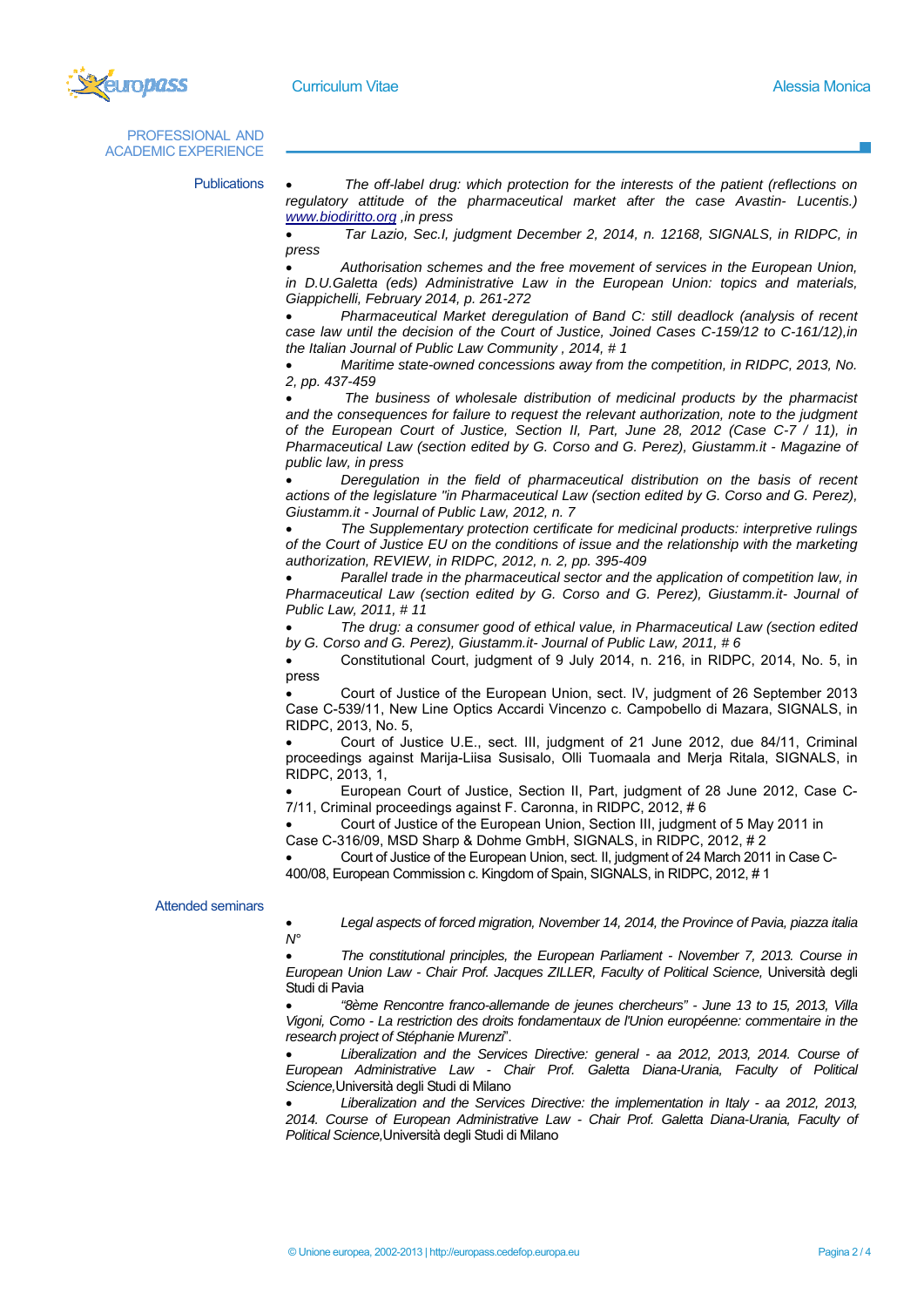## PROFESSIONAL AND ACADEMIC EXPERIENCE

### Publications

- *The off-label drug: which protection for the interests of the patient (reflections on regulatory attitude of the pharmaceutical market after the case Avastin- Lucentis.)* *www.biodiritto.org ,in press*
- *Tar Lazio, Sec.I, judgment December 2, 2014, n. 12168, SIGNALS, in RIDPC, in press*
- *Authorisation schemes and the free movement of services in the European Union, in D.U.Galetta (eds) Administrative Law in the European Union: topics and materials, Giappichelli, February 2014, p. 261-272*
- *Pharmaceutical Market deregulation of Band C: still deadlock (analysis of recent case law until the decision of the Court of Justice, Joined Cases C-159/12 to C-161/12),in the Italian Journal of Public Law Community , 2014, # 1*
- *Maritime state-owned concessions away from the competition, in RIDPC, 2013, No. 2, pp. 437-459*
- *The business of wholesale distribution of medicinal products by the pharmacist and the consequences for failure to request the relevant authorization, note to the judgment of the European Court of Justice, Section II, Part, June 28, 2012 (Case C-7 / 11), in Pharmaceutical Law (section edited by G. Corso and G. Perez), Giustamm.it - Magazine of public law, in press*
- *Deregulation in the field of pharmaceutical distribution on the basis of recent actions of the legislature "in Pharmaceutical Law (section edited by G. Corso and G. Perez), Giustamm.it - Journal of Public Law, 2012, n. 7*
- *The Supplementary protection certificate for medicinal products: interpretive rulings of the Court of Justice EU on the conditions of issue and the relationship with the marketing authorization, REVIEW, in RIDPC, 2012, n. 2, pp. 395-409*
- *Parallel trade in the pharmaceutical sector and the application of competition law, in Pharmaceutical Law (section edited by G. Corso and G. Perez), Giustamm.it- Journal of Public Law, 2011, # 11*
- *The drug: a consumer good of ethical value, in Pharmaceutical Law (section edited by G. Corso and G. Perez), Giustamm.it- Journal of Public Law, 2011, # 6*
- Constitutional Court, judgment of 9 July 2014, n. 216, in RIDPC, 2014, No. 5, in press
- Court of Justice of the European Union, sect. IV, judgment of 26 September 2013 Case C-539/11, New Line Optics Accardi Vincenzo c. Campobello di Mazara, SIGNALS, in RIDPC, 2013, No. 5,
- Court of Justice U.E., sect. III, judgment of 21 June 2012, due 84/11, Criminal proceedings against Marija-Liisa Susisalo, Olli Tuomaala and Merja Ritala, SIGNALS, in RIDPC, 2013, 1,
- European Court of Justice, Section II, Part, judgment of 28 June 2012, Case C-7/11, Criminal proceedings against F. Caronna, in RIDPC, 2012, # 6
- Court of Justice of the European Union, Section III, judgment of 5 May 2011 in Case C-316/09, MSD Sharp & Dohme GmbH, SIGNALS, in RIDPC, 2012, # 2
- Court of Justice of the European Union, sect. II, judgment of 24 March 2011 in Case C-400/08, European Commission c. Kingdom of Spain, SIGNALS, in RIDPC, 2012, # 1

### Attended seminars

- *Legal aspects of forced migration, November 14, 2014, the Province of Pavia, piazza italia N°*
- *The constitutional principles, the European Parliament - November 7, 2013. Course in European Union Law - Chair Prof. Jacques ZILLER, Faculty of Political Science,* Università degli Studi di Pavia
- *"8ème Rencontre franco-allemande de jeunes chercheurs" - June 13 to 15, 2013, Villa Vigoni, Como - La restriction des droits fondamentaux de l'Union européenne: commentaire in the research project of Stéphanie Murenzi*".
- *Liberalization and the Services Directive: general - aa 2012, 2013, 2014. Course of European Administrative Law - Chair Prof. Galetta Diana-Urania, Faculty of Political Science,*Università degli Studi di Milano
- *Liberalization and the Services Directive: the implementation in Italy - aa 2012, 2013, 2014. Course of European Administrative Law - Chair Prof. Galetta Diana-Urania, Faculty of Political Science,*Università degli Studi di Milano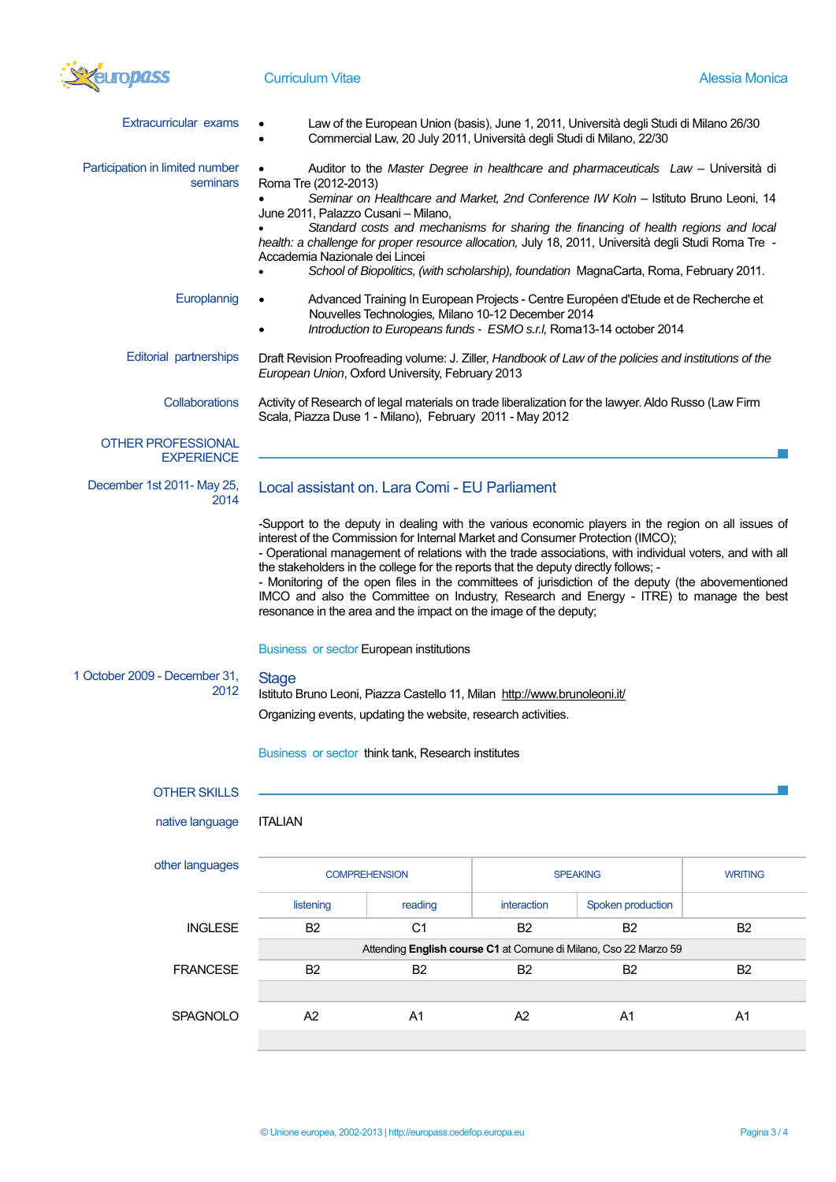**Extracurricular exams**

- Law of the European Union (basis), June 1, 2011, Università degli Studi di Milano 26/30
- Commercial Law, 20 July 2011, Università degli Studi di Milano, 22/30

**Participation in limited number seminars**

- Auditor to the *Master Degree in healthcare and pharmaceuticals Law* – Università di Roma Tre (2012-2013)
- *Seminar on Healthcare and Market, 2nd Conference IW Koln* – Istituto Bruno Leoni, 14 June 2011, Palazzo Cusani – Milano,
- *Standard costs and mechanisms for sharing the financing of health regions and local health: a challenge for proper resource allocation,* July 18, 2011, Università degli Studi Roma Tre - Accademia Nazionale dei Lincei
- *School of Biopolitics, (with scholarship), foundation* MagnaCarta, Roma, February 2011.

**Europlannig**

- Advanced Training In European Projects - Centre Européen d'Etude et de Recherche et Nouvelles Technologies, Milano 10-12 December 2014
- *Introduction to Europeans funds - ESMO s.r.l,* Roma13-14 october 2014

**Editorial partnerships**

Draft Revision Proofreading volume: J. Ziller, *Handbook of Law of the policies and institutions of the European Union*, Oxford University, February 2013

**Collaborations**

Activity of Research of legal materials on trade liberalization for the lawyer. Aldo Russo (Law Firm Scala, Piazza Duse 1 - Milano), February 2011 - May 2012

## OTHER PROFESSIONAL EXPERIENCE

**December 1st 2011- May 25, 2014**

### Local assistant on. Lara Comi - EU Parliament

-Support to the deputy in dealing with the various economic players in the region on all issues of interest of the Commission for Internal Market and Consumer Protection (IMCO);
- Operational management of relations with the trade associations, with individual voters, and with all the stakeholders in the college for the reports that the deputy directly follows; -
- Monitoring of the open files in the committees of jurisdiction of the deputy (the abovementioned IMCO and also the Committee on Industry, Research and Energy - ITRE) to manage the best resonance in the area and the impact on the image of the deputy;

Business or sector European institutions

**1 October 2009 - December 31, 2012**

### Stage

Istituto Bruno Leoni, Piazza Castello 11, Milan http://www.brunoleoni.it/

Organizing events, updating the website, research activities.

Business or sector think tank, Research institutes

## OTHER SKILLS

**native language** ITALIAN

**other languages**

| | COMPREHENSION | | SPEAKING | | WRITING |
|---|---|---|---|---|---|
| | listening | reading | interaction | Spoken production | |
| INGLESE | B2 | C1 | B2 | B2 | B2 |
| | Attending **English course C1** at Comune di Milano, Cso 22 Marzo 59 | | | | |
| FRANCESE | B2 | B2 | B2 | B2 | B2 |
| SPAGNOLO | A2 | A1 | A2 | A1 | A1 |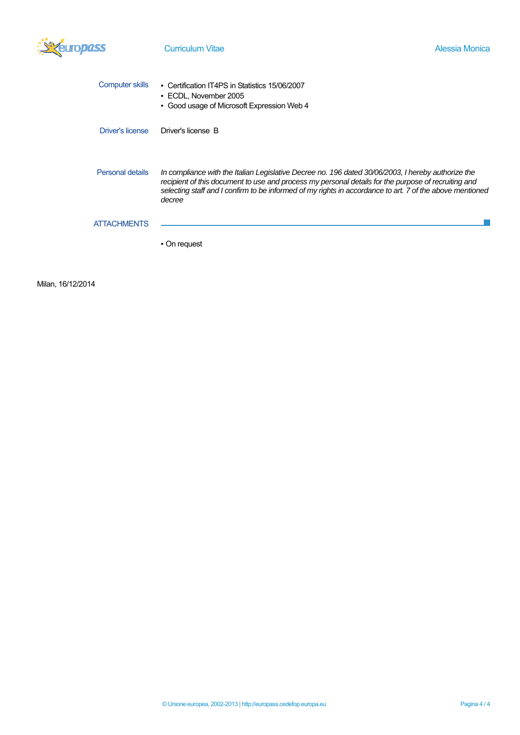**Computer skills**

- Certification IT4PS in Statistics 15/06/2007
- ECDL, November 2005
- Good usage of Microsoft Expression Web 4

**Driver's license**

Driver's license B

**Personal details**

*In compliance with the Italian Legislative Decree no. 196 dated 30/06/2003, I hereby authorize the recipient of this document to use and process my personal details for the purpose of recruiting and selecting staff and I confirm to be informed of my rights in accordance to art. 7 of the above mentioned decree*

## ATTACHMENTS

- On request

Milan, 16/12/2014